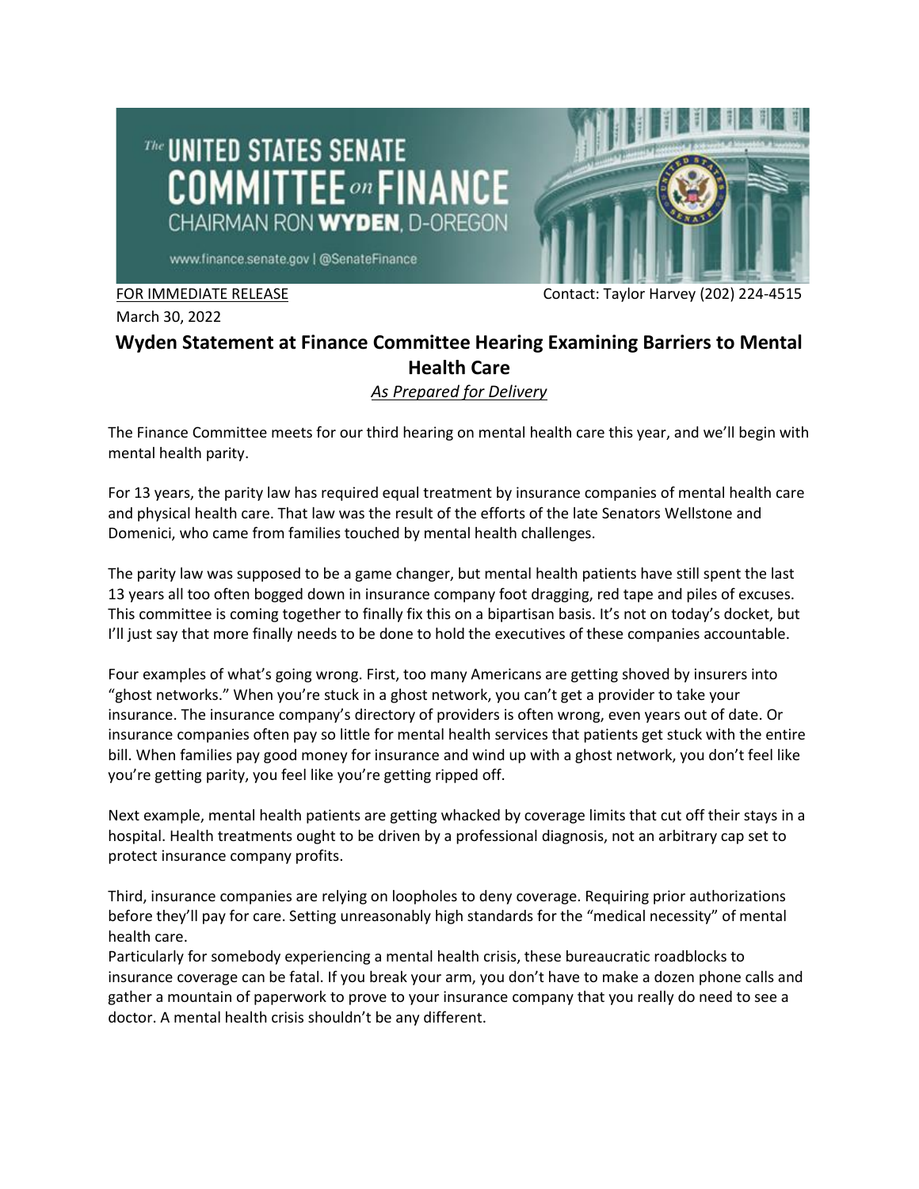The United States Senate
# COMMITTEE on FINANCE
CHAIRMAN RON **WYDEN**, D-OREGON

www.finance.senate.gov | @SenateFinance

FOR IMMEDIATE RELEASE Contact: Taylor Harvey (202) 224-4515

March 30, 2022

## Wyden Statement at Finance Committee Hearing Examining Barriers to Mental Health Care

*As Prepared for Delivery*

The Finance Committee meets for our third hearing on mental health care this year, and we'll begin with mental health parity.

For 13 years, the parity law has required equal treatment by insurance companies of mental health care and physical health care. That law was the result of the efforts of the late Senators Wellstone and Domenici, who came from families touched by mental health challenges.

The parity law was supposed to be a game changer, but mental health patients have still spent the last 13 years all too often bogged down in insurance company foot dragging, red tape and piles of excuses. This committee is coming together to finally fix this on a bipartisan basis. It's not on today's docket, but I'll just say that more finally needs to be done to hold the executives of these companies accountable.

Four examples of what's going wrong. First, too many Americans are getting shoved by insurers into "ghost networks." When you're stuck in a ghost network, you can't get a provider to take your insurance. The insurance company's directory of providers is often wrong, even years out of date. Or insurance companies often pay so little for mental health services that patients get stuck with the entire bill. When families pay good money for insurance and wind up with a ghost network, you don't feel like you're getting parity, you feel like you're getting ripped off.

Next example, mental health patients are getting whacked by coverage limits that cut off their stays in a hospital. Health treatments ought to be driven by a professional diagnosis, not an arbitrary cap set to protect insurance company profits.

Third, insurance companies are relying on loopholes to deny coverage. Requiring prior authorizations before they'll pay for care. Setting unreasonably high standards for the "medical necessity" of mental health care.

Particularly for somebody experiencing a mental health crisis, these bureaucratic roadblocks to insurance coverage can be fatal. If you break your arm, you don't have to make a dozen phone calls and gather a mountain of paperwork to prove to your insurance company that you really do need to see a doctor. A mental health crisis shouldn't be any different.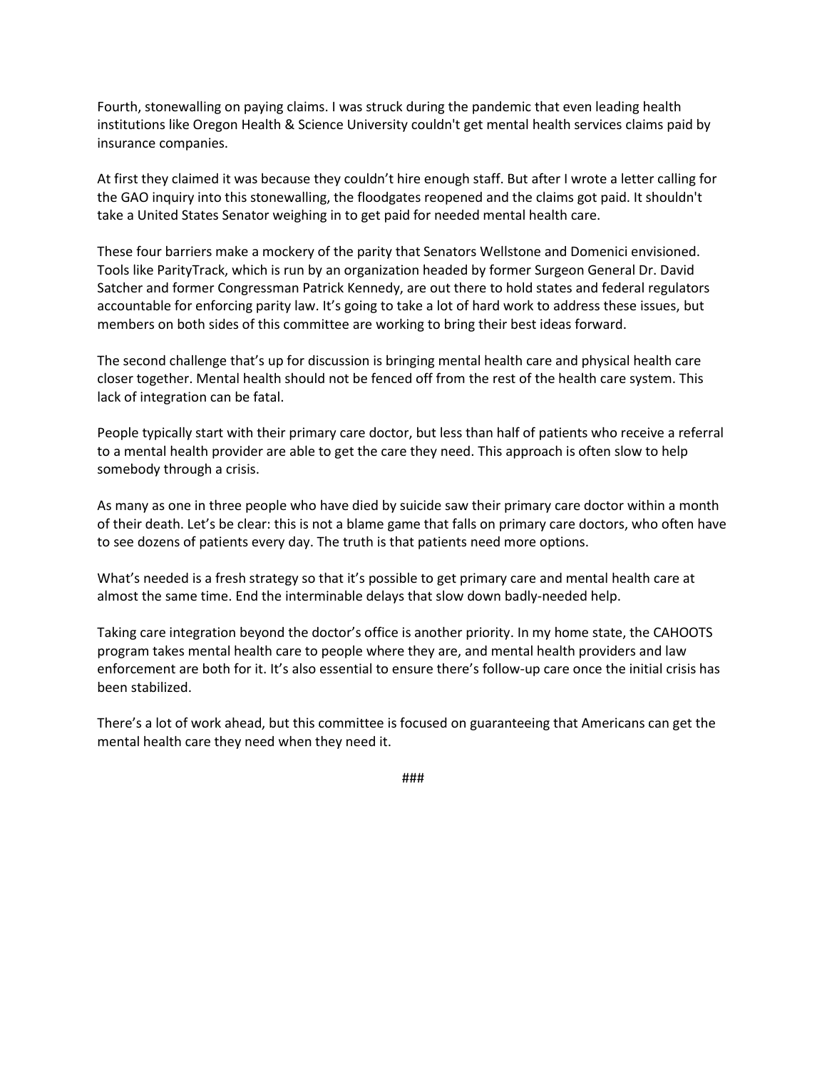Fourth, stonewalling on paying claims. I was struck during the pandemic that even leading health institutions like Oregon Health & Science University couldn't get mental health services claims paid by insurance companies.

At first they claimed it was because they couldn't hire enough staff. But after I wrote a letter calling for the GAO inquiry into this stonewalling, the floodgates reopened and the claims got paid. It shouldn't take a United States Senator weighing in to get paid for needed mental health care.

These four barriers make a mockery of the parity that Senators Wellstone and Domenici envisioned. Tools like ParityTrack, which is run by an organization headed by former Surgeon General Dr. David Satcher and former Congressman Patrick Kennedy, are out there to hold states and federal regulators accountable for enforcing parity law. It's going to take a lot of hard work to address these issues, but members on both sides of this committee are working to bring their best ideas forward.

The second challenge that's up for discussion is bringing mental health care and physical health care closer together. Mental health should not be fenced off from the rest of the health care system. This lack of integration can be fatal.

People typically start with their primary care doctor, but less than half of patients who receive a referral to a mental health provider are able to get the care they need. This approach is often slow to help somebody through a crisis.

As many as one in three people who have died by suicide saw their primary care doctor within a month of their death. Let's be clear: this is not a blame game that falls on primary care doctors, who often have to see dozens of patients every day. The truth is that patients need more options.

What's needed is a fresh strategy so that it's possible to get primary care and mental health care at almost the same time. End the interminable delays that slow down badly-needed help.

Taking care integration beyond the doctor's office is another priority. In my home state, the CAHOOTS program takes mental health care to people where they are, and mental health providers and law enforcement are both for it. It's also essential to ensure there's follow-up care once the initial crisis has been stabilized.

There's a lot of work ahead, but this committee is focused on guaranteeing that Americans can get the mental health care they need when they need it.

###